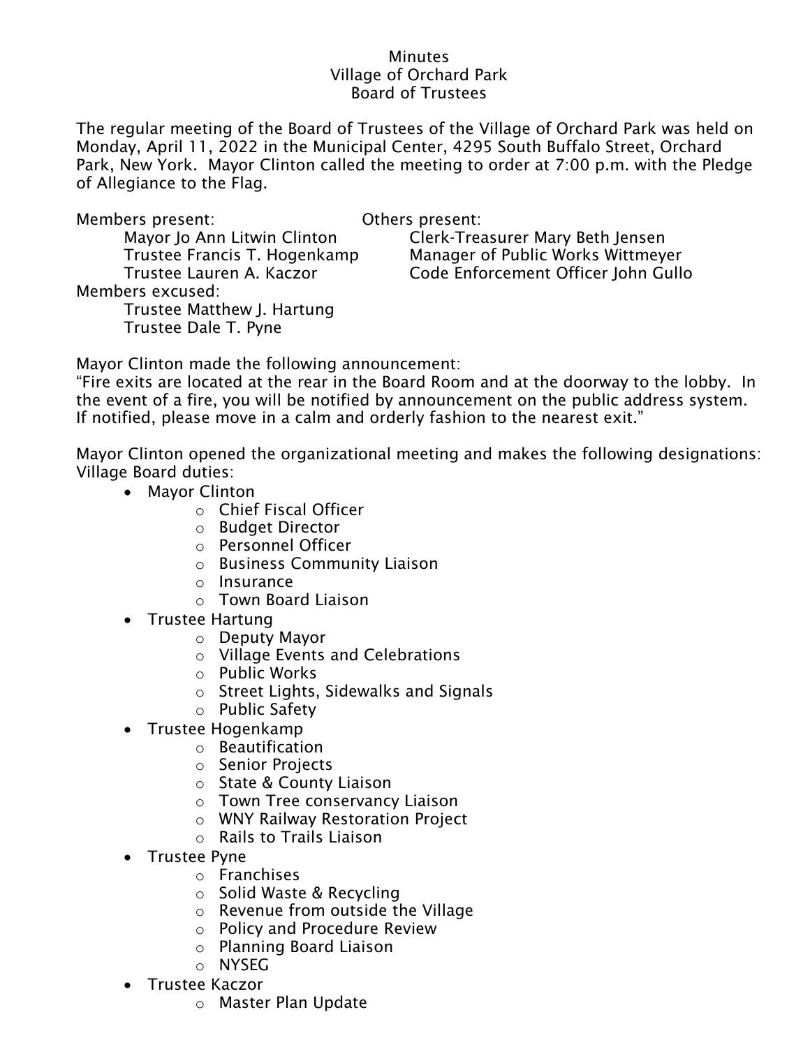# Minutes
## Village of Orchard Park
## Board of Trustees

The regular meeting of the Board of Trustees of the Village of Orchard Park was held on Monday, April 11, 2022 in the Municipal Center, 4295 South Buffalo Street, Orchard Park, New York. Mayor Clinton called the meeting to order at 7:00 p.m. with the Pledge of Allegiance to the Flag.

Members present:
- Mayor Jo Ann Litwin Clinton
- Trustee Francis T. Hogenkamp
- Trustee Lauren A. Kaczor

Members excused:
- Trustee Matthew J. Hartung
- Trustee Dale T. Pyne

Others present:
- Clerk-Treasurer Mary Beth Jensen
- Manager of Public Works Wittmeyer
- Code Enforcement Officer John Gullo

Mayor Clinton made the following announcement:
"Fire exits are located at the rear in the Board Room and at the doorway to the lobby. In the event of a fire, you will be notified by announcement on the public address system. If notified, please move in a calm and orderly fashion to the nearest exit."

Mayor Clinton opened the organizational meeting and makes the following designations:
Village Board duties:

- Mayor Clinton
  - Chief Fiscal Officer
  - Budget Director
  - Personnel Officer
  - Business Community Liaison
  - Insurance
  - Town Board Liaison
- Trustee Hartung
  - Deputy Mayor
  - Village Events and Celebrations
  - Public Works
  - Street Lights, Sidewalks and Signals
  - Public Safety
- Trustee Hogenkamp
  - Beautification
  - Senior Projects
  - State & County Liaison
  - Town Tree conservancy Liaison
  - WNY Railway Restoration Project
  - Rails to Trails Liaison
- Trustee Pyne
  - Franchises
  - Solid Waste & Recycling
  - Revenue from outside the Village
  - Policy and Procedure Review
  - Planning Board Liaison
  - NYSEG
- Trustee Kaczor
  - Master Plan Update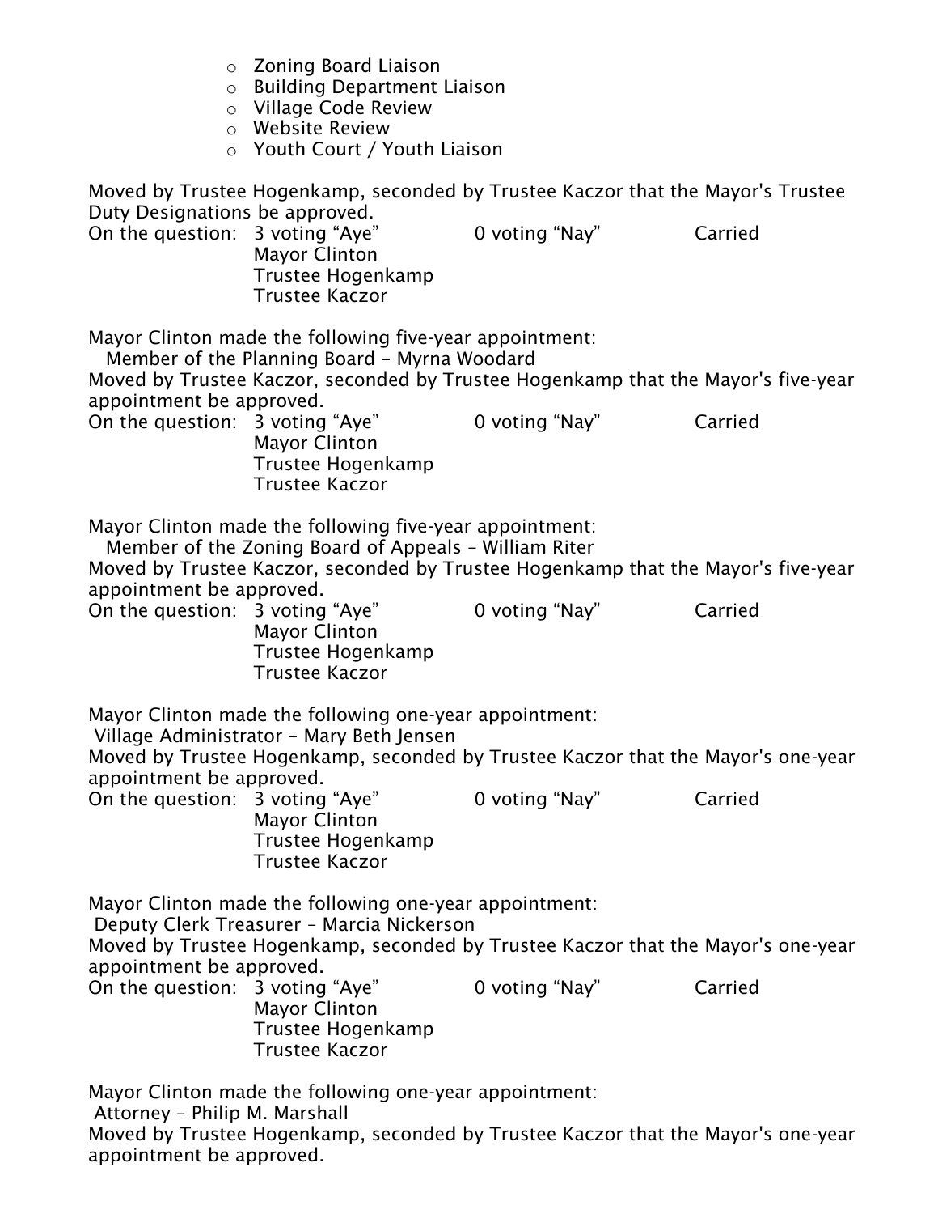- Zoning Board Liaison
- Building Department Liaison
- Village Code Review
- Website Review
- Youth Court / Youth Liaison

Moved by Trustee Hogenkamp, seconded by Trustee Kaczor that the Mayor's Trustee Duty Designations be approved.

On the question: 3 voting "Aye" 0 voting "Nay" Carried
Mayor Clinton
Trustee Hogenkamp
Trustee Kaczor

Mayor Clinton made the following five-year appointment:
Member of the Planning Board – Myrna Woodard

Moved by Trustee Kaczor, seconded by Trustee Hogenkamp that the Mayor's five-year appointment be approved.

On the question: 3 voting "Aye" 0 voting "Nay" Carried
Mayor Clinton
Trustee Hogenkamp
Trustee Kaczor

Mayor Clinton made the following five-year appointment:
Member of the Zoning Board of Appeals – William Riter

Moved by Trustee Kaczor, seconded by Trustee Hogenkamp that the Mayor's five-year appointment be approved.

On the question: 3 voting "Aye" 0 voting "Nay" Carried
Mayor Clinton
Trustee Hogenkamp
Trustee Kaczor

Mayor Clinton made the following one-year appointment:
Village Administrator – Mary Beth Jensen

Moved by Trustee Hogenkamp, seconded by Trustee Kaczor that the Mayor's one-year appointment be approved.

On the question: 3 voting "Aye" 0 voting "Nay" Carried
Mayor Clinton
Trustee Hogenkamp
Trustee Kaczor

Mayor Clinton made the following one-year appointment:
Deputy Clerk Treasurer – Marcia Nickerson

Moved by Trustee Hogenkamp, seconded by Trustee Kaczor that the Mayor's one-year appointment be approved.

On the question: 3 voting "Aye" 0 voting "Nay" Carried
Mayor Clinton
Trustee Hogenkamp
Trustee Kaczor

Mayor Clinton made the following one-year appointment:
Attorney – Philip M. Marshall

Moved by Trustee Hogenkamp, seconded by Trustee Kaczor that the Mayor's one-year appointment be approved.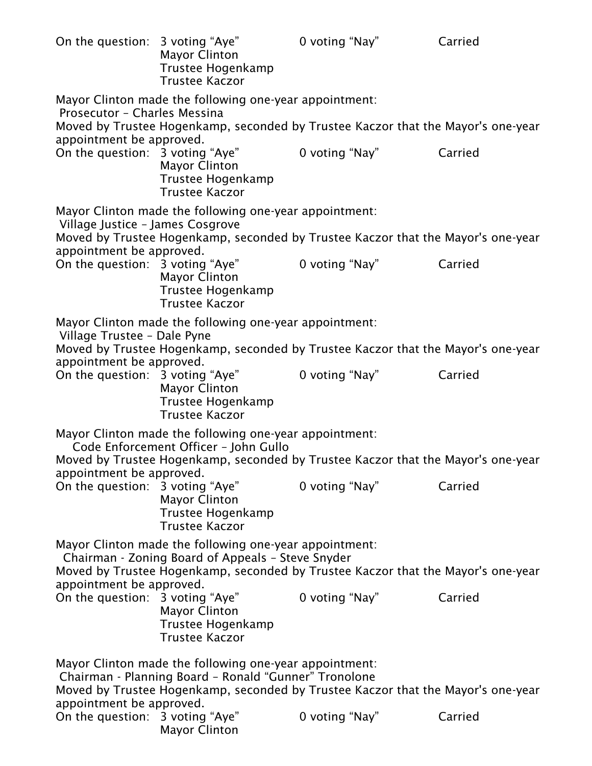On the question: 3 voting "Aye" 0 voting "Nay" Carried
Mayor Clinton
Trustee Hogenkamp
Trustee Kaczor

Mayor Clinton made the following one-year appointment:
Prosecutor – Charles Messina
Moved by Trustee Hogenkamp, seconded by Trustee Kaczor that the Mayor's one-year appointment be approved.
On the question: 3 voting "Aye" 0 voting "Nay" Carried
Mayor Clinton
Trustee Hogenkamp
Trustee Kaczor

Mayor Clinton made the following one-year appointment:
Village Justice – James Cosgrove
Moved by Trustee Hogenkamp, seconded by Trustee Kaczor that the Mayor's one-year appointment be approved.
On the question: 3 voting "Aye" 0 voting "Nay" Carried
Mayor Clinton
Trustee Hogenkamp
Trustee Kaczor

Mayor Clinton made the following one-year appointment:
Village Trustee – Dale Pyne
Moved by Trustee Hogenkamp, seconded by Trustee Kaczor that the Mayor's one-year appointment be approved.
On the question: 3 voting "Aye" 0 voting "Nay" Carried
Mayor Clinton
Trustee Hogenkamp
Trustee Kaczor

Mayor Clinton made the following one-year appointment:
Code Enforcement Officer – John Gullo
Moved by Trustee Hogenkamp, seconded by Trustee Kaczor that the Mayor's one-year appointment be approved.
On the question: 3 voting "Aye" 0 voting "Nay" Carried
Mayor Clinton
Trustee Hogenkamp
Trustee Kaczor

Mayor Clinton made the following one-year appointment:
Chairman - Zoning Board of Appeals – Steve Snyder
Moved by Trustee Hogenkamp, seconded by Trustee Kaczor that the Mayor's one-year appointment be approved.
On the question: 3 voting "Aye" 0 voting "Nay" Carried
Mayor Clinton
Trustee Hogenkamp
Trustee Kaczor

Mayor Clinton made the following one-year appointment:
Chairman - Planning Board – Ronald "Gunner" Tronolone
Moved by Trustee Hogenkamp, seconded by Trustee Kaczor that the Mayor's one-year appointment be approved.
On the question: 3 voting "Aye" 0 voting "Nay" Carried
Mayor Clinton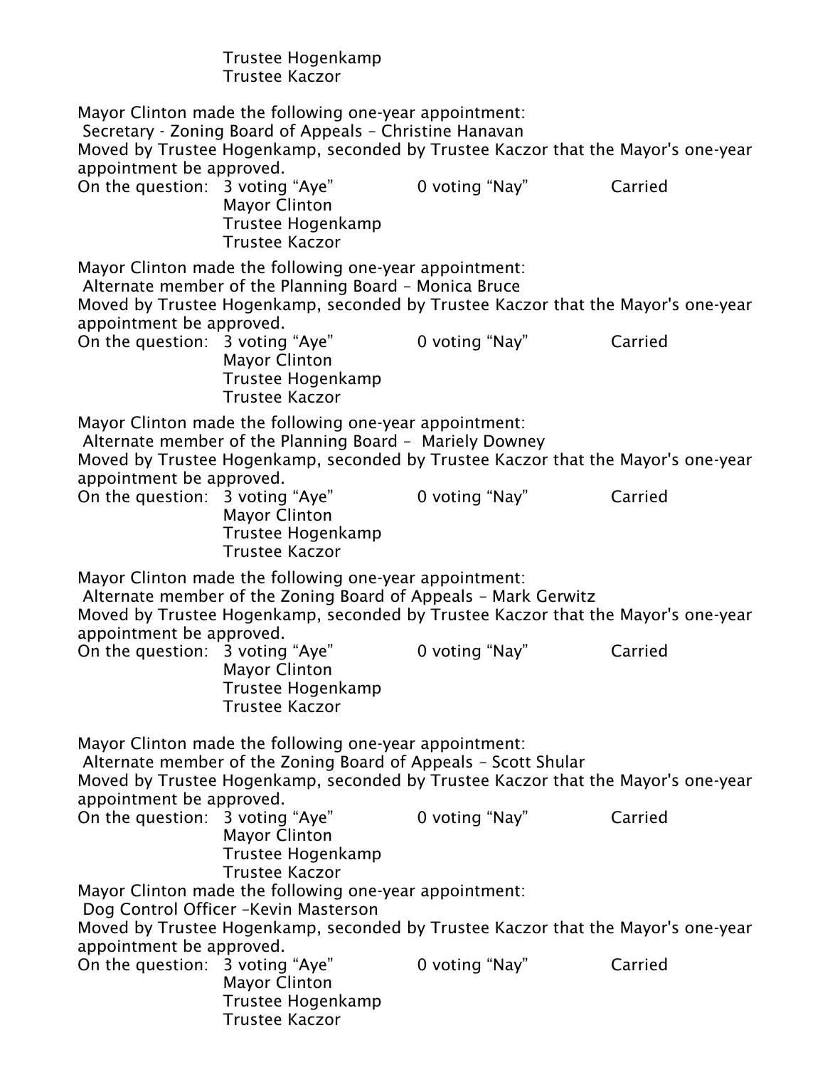Trustee Hogenkamp
Trustee Kaczor

Mayor Clinton made the following one-year appointment:
Secretary - Zoning Board of Appeals – Christine Hanavan
Moved by Trustee Hogenkamp, seconded by Trustee Kaczor that the Mayor's one-year appointment be approved.
On the question: 3 voting “Aye” 0 voting “Nay” Carried
Mayor Clinton
Trustee Hogenkamp
Trustee Kaczor

Mayor Clinton made the following one-year appointment:
Alternate member of the Planning Board – Monica Bruce
Moved by Trustee Hogenkamp, seconded by Trustee Kaczor that the Mayor's one-year appointment be approved.
On the question: 3 voting “Aye” 0 voting “Nay” Carried
Mayor Clinton
Trustee Hogenkamp
Trustee Kaczor

Mayor Clinton made the following one-year appointment:
Alternate member of the Planning Board – Mariely Downey
Moved by Trustee Hogenkamp, seconded by Trustee Kaczor that the Mayor's one-year appointment be approved.
On the question: 3 voting “Aye” 0 voting “Nay” Carried
Mayor Clinton
Trustee Hogenkamp
Trustee Kaczor

Mayor Clinton made the following one-year appointment:
Alternate member of the Zoning Board of Appeals – Mark Gerwitz
Moved by Trustee Hogenkamp, seconded by Trustee Kaczor that the Mayor's one-year appointment be approved.
On the question: 3 voting “Aye” 0 voting “Nay” Carried
Mayor Clinton
Trustee Hogenkamp
Trustee Kaczor

Mayor Clinton made the following one-year appointment:
Alternate member of the Zoning Board of Appeals – Scott Shular
Moved by Trustee Hogenkamp, seconded by Trustee Kaczor that the Mayor's one-year appointment be approved.
On the question: 3 voting “Aye” 0 voting “Nay” Carried
Mayor Clinton
Trustee Hogenkamp
Trustee Kaczor

Mayor Clinton made the following one-year appointment:
Dog Control Officer –Kevin Masterson
Moved by Trustee Hogenkamp, seconded by Trustee Kaczor that the Mayor's one-year appointment be approved.
On the question: 3 voting “Aye” 0 voting “Nay” Carried
Mayor Clinton
Trustee Hogenkamp
Trustee Kaczor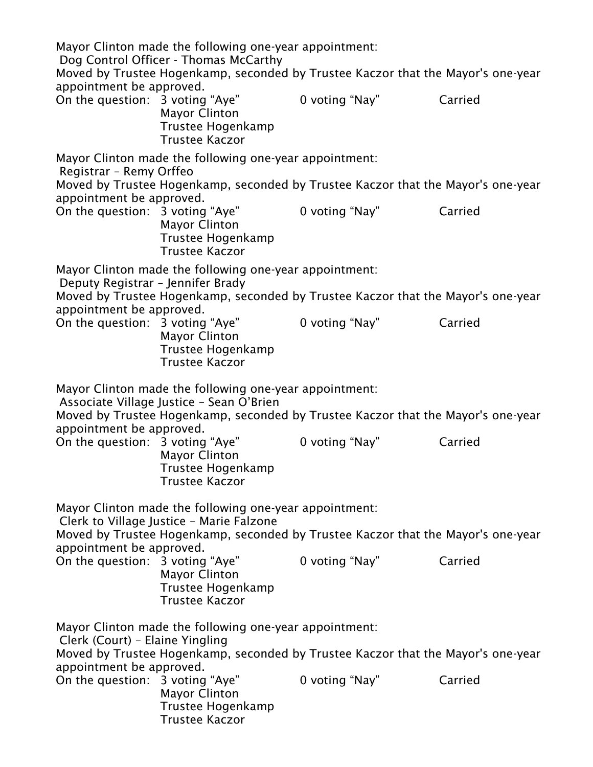Mayor Clinton made the following one-year appointment:
Dog Control Officer - Thomas McCarthy
Moved by Trustee Hogenkamp, seconded by Trustee Kaczor that the Mayor's one-year appointment be approved.
On the question: 3 voting "Aye" 0 voting "Nay" Carried
Mayor Clinton
Trustee Hogenkamp
Trustee Kaczor

Mayor Clinton made the following one-year appointment:
Registrar – Remy Orffeo
Moved by Trustee Hogenkamp, seconded by Trustee Kaczor that the Mayor's one-year appointment be approved.
On the question: 3 voting "Aye" 0 voting "Nay" Carried
Mayor Clinton
Trustee Hogenkamp
Trustee Kaczor

Mayor Clinton made the following one-year appointment:
Deputy Registrar – Jennifer Brady
Moved by Trustee Hogenkamp, seconded by Trustee Kaczor that the Mayor's one-year appointment be approved.
On the question: 3 voting "Aye" 0 voting "Nay" Carried
Mayor Clinton
Trustee Hogenkamp
Trustee Kaczor

Mayor Clinton made the following one-year appointment:
Associate Village Justice – Sean O'Brien
Moved by Trustee Hogenkamp, seconded by Trustee Kaczor that the Mayor's one-year appointment be approved.
On the question: 3 voting "Aye" 0 voting "Nay" Carried
Mayor Clinton
Trustee Hogenkamp
Trustee Kaczor

Mayor Clinton made the following one-year appointment:
Clerk to Village Justice – Marie Falzone
Moved by Trustee Hogenkamp, seconded by Trustee Kaczor that the Mayor's one-year appointment be approved.
On the question: 3 voting "Aye" 0 voting "Nay" Carried
Mayor Clinton
Trustee Hogenkamp
Trustee Kaczor

Mayor Clinton made the following one-year appointment:
Clerk (Court) – Elaine Yingling
Moved by Trustee Hogenkamp, seconded by Trustee Kaczor that the Mayor's one-year appointment be approved.
On the question: 3 voting "Aye" 0 voting "Nay" Carried
Mayor Clinton
Trustee Hogenkamp
Trustee Kaczor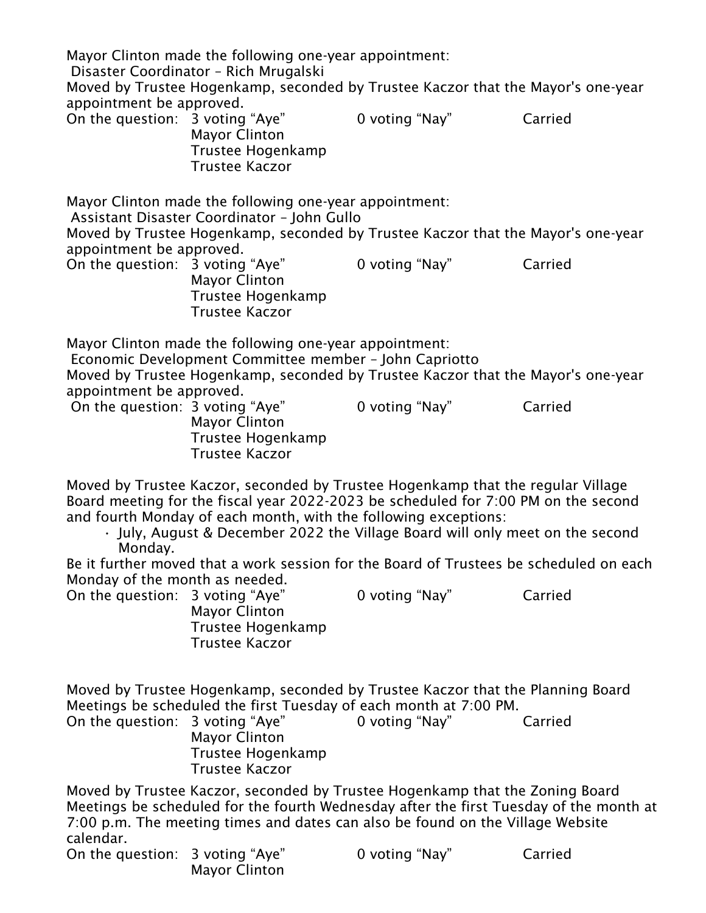Mayor Clinton made the following one-year appointment:
Disaster Coordinator – Rich Mrugalski
Moved by Trustee Hogenkamp, seconded by Trustee Kaczor that the Mayor's one-year appointment be approved.
On the question: 3 voting "Aye" 0 voting "Nay" Carried
Mayor Clinton
Trustee Hogenkamp
Trustee Kaczor

Mayor Clinton made the following one-year appointment:
Assistant Disaster Coordinator – John Gullo
Moved by Trustee Hogenkamp, seconded by Trustee Kaczor that the Mayor's one-year appointment be approved.
On the question: 3 voting "Aye" 0 voting "Nay" Carried
Mayor Clinton
Trustee Hogenkamp
Trustee Kaczor

Mayor Clinton made the following one-year appointment:
Economic Development Committee member – John Capriotto
Moved by Trustee Hogenkamp, seconded by Trustee Kaczor that the Mayor's one-year appointment be approved.
On the question: 3 voting "Aye" 0 voting "Nay" Carried
Mayor Clinton
Trustee Hogenkamp
Trustee Kaczor

Moved by Trustee Kaczor, seconded by Trustee Hogenkamp that the regular Village Board meeting for the fiscal year 2022-2023 be scheduled for 7:00 PM on the second and fourth Monday of each month, with the following exceptions:

- July, August & December 2022 the Village Board will only meet on the second Monday.

Be it further moved that a work session for the Board of Trustees be scheduled on each Monday of the month as needed.
On the question: 3 voting "Aye" 0 voting "Nay" Carried
Mayor Clinton
Trustee Hogenkamp
Trustee Kaczor

Moved by Trustee Hogenkamp, seconded by Trustee Kaczor that the Planning Board Meetings be scheduled the first Tuesday of each month at 7:00 PM.
On the question: 3 voting "Aye" 0 voting "Nay" Carried
Mayor Clinton
Trustee Hogenkamp
Trustee Kaczor

Moved by Trustee Kaczor, seconded by Trustee Hogenkamp that the Zoning Board Meetings be scheduled for the fourth Wednesday after the first Tuesday of the month at 7:00 p.m. The meeting times and dates can also be found on the Village Website calendar.
On the question: 3 voting "Aye" 0 voting "Nay" Carried
Mayor Clinton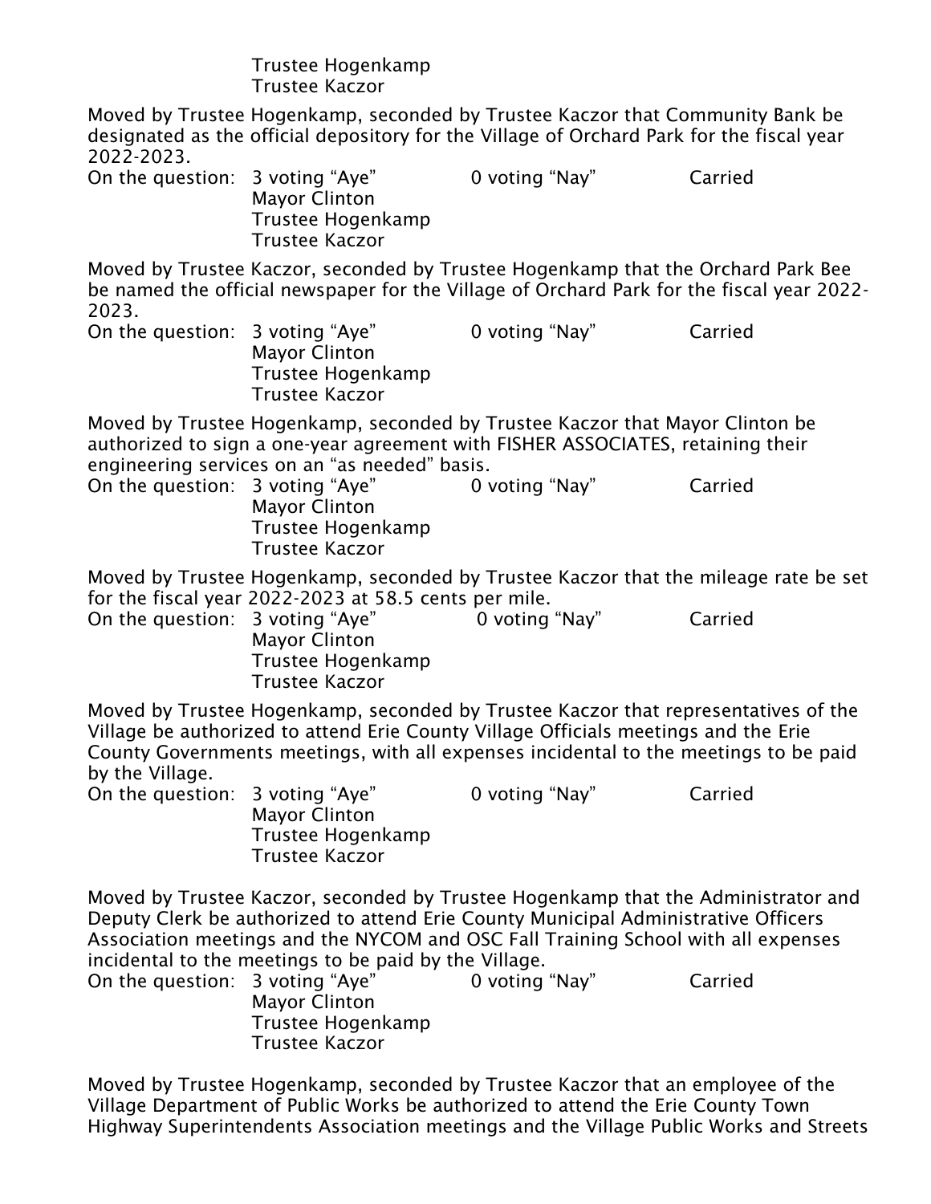Trustee Hogenkamp
Trustee Kaczor

Moved by Trustee Hogenkamp, seconded by Trustee Kaczor that Community Bank be designated as the official depository for the Village of Orchard Park for the fiscal year 2022-2023.

On the question: 3 voting "Aye" 0 voting "Nay" Carried
Mayor Clinton
Trustee Hogenkamp
Trustee Kaczor

Moved by Trustee Kaczor, seconded by Trustee Hogenkamp that the Orchard Park Bee be named the official newspaper for the Village of Orchard Park for the fiscal year 2022-2023.

On the question: 3 voting "Aye" 0 voting "Nay" Carried
Mayor Clinton
Trustee Hogenkamp
Trustee Kaczor

Moved by Trustee Hogenkamp, seconded by Trustee Kaczor that Mayor Clinton be authorized to sign a one-year agreement with FISHER ASSOCIATES, retaining their engineering services on an "as needed" basis.

On the question: 3 voting "Aye" 0 voting "Nay" Carried
Mayor Clinton
Trustee Hogenkamp
Trustee Kaczor

Moved by Trustee Hogenkamp, seconded by Trustee Kaczor that the mileage rate be set for the fiscal year 2022-2023 at 58.5 cents per mile.

On the question: 3 voting "Aye" 0 voting "Nay" Carried
Mayor Clinton
Trustee Hogenkamp
Trustee Kaczor

Moved by Trustee Hogenkamp, seconded by Trustee Kaczor that representatives of the Village be authorized to attend Erie County Village Officials meetings and the Erie County Governments meetings, with all expenses incidental to the meetings to be paid by the Village.

On the question: 3 voting "Aye" 0 voting "Nay" Carried
Mayor Clinton
Trustee Hogenkamp
Trustee Kaczor

Moved by Trustee Kaczor, seconded by Trustee Hogenkamp that the Administrator and Deputy Clerk be authorized to attend Erie County Municipal Administrative Officers Association meetings and the NYCOM and OSC Fall Training School with all expenses incidental to the meetings to be paid by the Village.

On the question: 3 voting "Aye" 0 voting "Nay" Carried
Mayor Clinton
Trustee Hogenkamp
Trustee Kaczor

Moved by Trustee Hogenkamp, seconded by Trustee Kaczor that an employee of the Village Department of Public Works be authorized to attend the Erie County Town Highway Superintendents Association meetings and the Village Public Works and Streets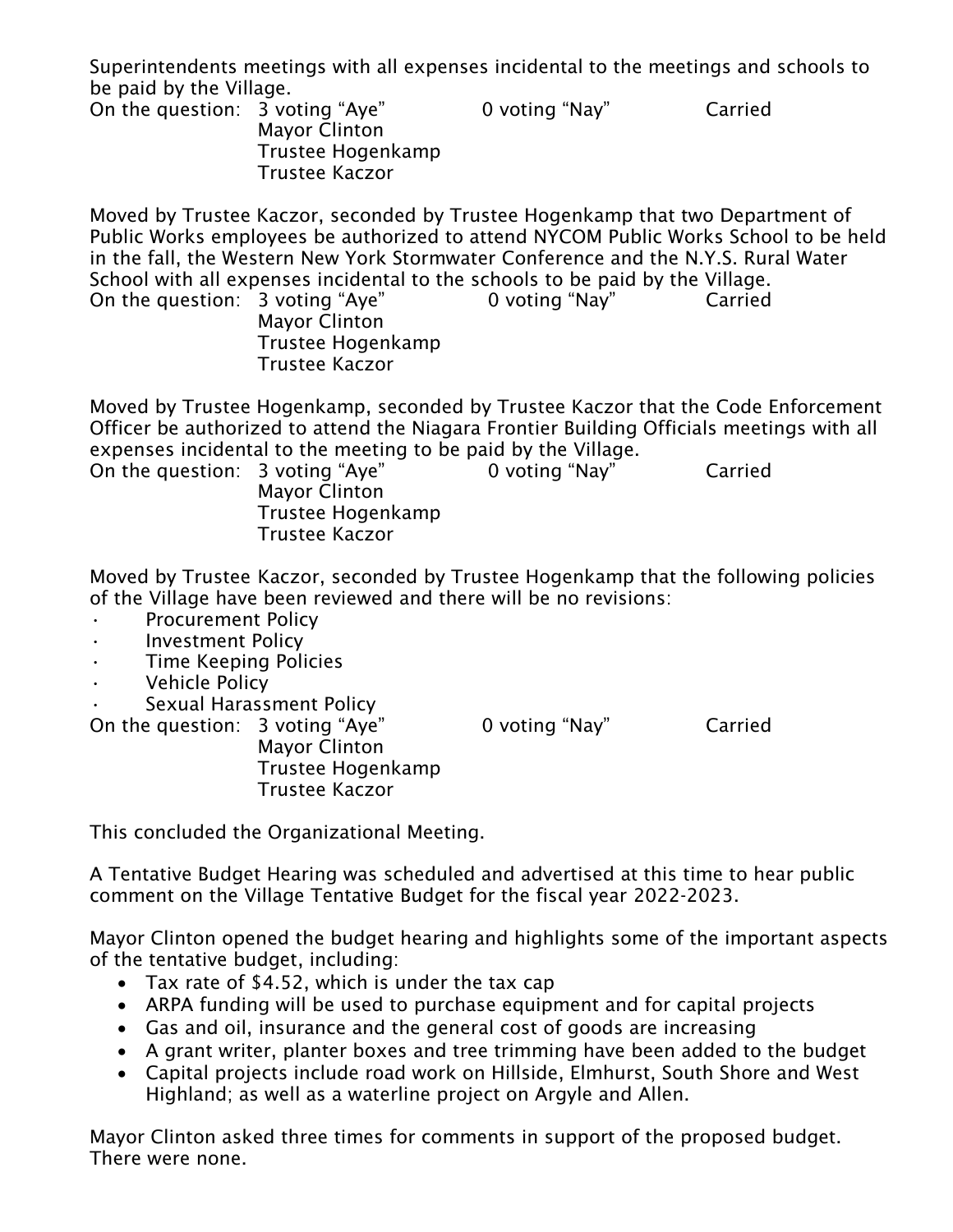Superintendents meetings with all expenses incidental to the meetings and schools to be paid by the Village.

On the question: 3 voting "Aye" 0 voting "Nay" Carried
Mayor Clinton
Trustee Hogenkamp
Trustee Kaczor

Moved by Trustee Kaczor, seconded by Trustee Hogenkamp that two Department of Public Works employees be authorized to attend NYCOM Public Works School to be held in the fall, the Western New York Stormwater Conference and the N.Y.S. Rural Water School with all expenses incidental to the schools to be paid by the Village.

On the question: 3 voting "Aye" 0 voting "Nay" Carried
Mayor Clinton
Trustee Hogenkamp
Trustee Kaczor

Moved by Trustee Hogenkamp, seconded by Trustee Kaczor that the Code Enforcement Officer be authorized to attend the Niagara Frontier Building Officials meetings with all expenses incidental to the meeting to be paid by the Village.

On the question: 3 voting "Aye" 0 voting "Nay" Carried
Mayor Clinton
Trustee Hogenkamp
Trustee Kaczor

Moved by Trustee Kaczor, seconded by Trustee Hogenkamp that the following policies of the Village have been reviewed and there will be no revisions:

- Procurement Policy
- Investment Policy
- Time Keeping Policies
- Vehicle Policy
- Sexual Harassment Policy

On the question: 3 voting "Aye" 0 voting "Nay" Carried
Mayor Clinton
Trustee Hogenkamp
Trustee Kaczor

This concluded the Organizational Meeting.

A Tentative Budget Hearing was scheduled and advertised at this time to hear public comment on the Village Tentative Budget for the fiscal year 2022-2023.

Mayor Clinton opened the budget hearing and highlights some of the important aspects of the tentative budget, including:

- Tax rate of $4.52, which is under the tax cap
- ARPA funding will be used to purchase equipment and for capital projects
- Gas and oil, insurance and the general cost of goods are increasing
- A grant writer, planter boxes and tree trimming have been added to the budget
- Capital projects include road work on Hillside, Elmhurst, South Shore and West Highland; as well as a waterline project on Argyle and Allen.

Mayor Clinton asked three times for comments in support of the proposed budget. There were none.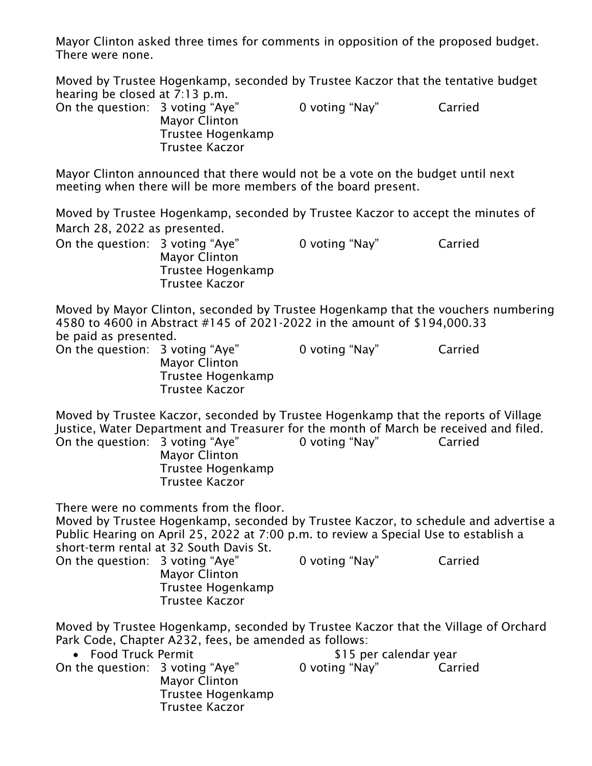Mayor Clinton asked three times for comments in opposition of the proposed budget. There were none.

Moved by Trustee Hogenkamp, seconded by Trustee Kaczor that the tentative budget hearing be closed at 7:13 p.m.

On the question: 3 voting "Aye" 0 voting "Nay" Carried
Mayor Clinton
Trustee Hogenkamp
Trustee Kaczor

Mayor Clinton announced that there would not be a vote on the budget until next meeting when there will be more members of the board present.

Moved by Trustee Hogenkamp, seconded by Trustee Kaczor to accept the minutes of March 28, 2022 as presented.

On the question: 3 voting "Aye" 0 voting "Nay" Carried
Mayor Clinton
Trustee Hogenkamp
Trustee Kaczor

Moved by Mayor Clinton, seconded by Trustee Hogenkamp that the vouchers numbering 4580 to 4600 in Abstract #145 of 2021-2022 in the amount of $194,000.33 be paid as presented.

On the question: 3 voting "Aye" 0 voting "Nay" Carried
Mayor Clinton
Trustee Hogenkamp
Trustee Kaczor

Moved by Trustee Kaczor, seconded by Trustee Hogenkamp that the reports of Village Justice, Water Department and Treasurer for the month of March be received and filed.

On the question: 3 voting "Aye" 0 voting "Nay" Carried
Mayor Clinton
Trustee Hogenkamp
Trustee Kaczor

There were no comments from the floor.

Moved by Trustee Hogenkamp, seconded by Trustee Kaczor, to schedule and advertise a Public Hearing on April 25, 2022 at 7:00 p.m. to review a Special Use to establish a short-term rental at 32 South Davis St.

On the question: 3 voting "Aye" 0 voting "Nay" Carried
Mayor Clinton
Trustee Hogenkamp
Trustee Kaczor

Moved by Trustee Hogenkamp, seconded by Trustee Kaczor that the Village of Orchard Park Code, Chapter A232, fees, be amended as follows:

- Food Truck Permit $15 per calendar year

On the question: 3 voting "Aye" 0 voting "Nay" Carried
Mayor Clinton
Trustee Hogenkamp
Trustee Kaczor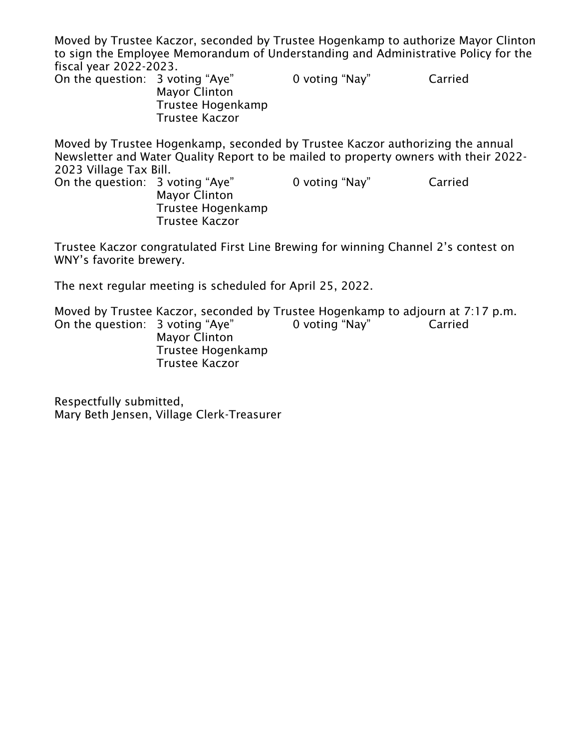Moved by Trustee Kaczor, seconded by Trustee Hogenkamp to authorize Mayor Clinton to sign the Employee Memorandum of Understanding and Administrative Policy for the fiscal year 2022-2023.

On the question: 3 voting "Aye" 0 voting "Nay" Carried
Mayor Clinton
Trustee Hogenkamp
Trustee Kaczor

Moved by Trustee Hogenkamp, seconded by Trustee Kaczor authorizing the annual Newsletter and Water Quality Report to be mailed to property owners with their 2022-2023 Village Tax Bill.

On the question: 3 voting "Aye" 0 voting "Nay" Carried
Mayor Clinton
Trustee Hogenkamp
Trustee Kaczor

Trustee Kaczor congratulated First Line Brewing for winning Channel 2's contest on WNY's favorite brewery.

The next regular meeting is scheduled for April 25, 2022.

Moved by Trustee Kaczor, seconded by Trustee Hogenkamp to adjourn at 7:17 p.m.

On the question: 3 voting "Aye" 0 voting "Nay" Carried
Mayor Clinton
Trustee Hogenkamp
Trustee Kaczor

Respectfully submitted,
Mary Beth Jensen, Village Clerk-Treasurer